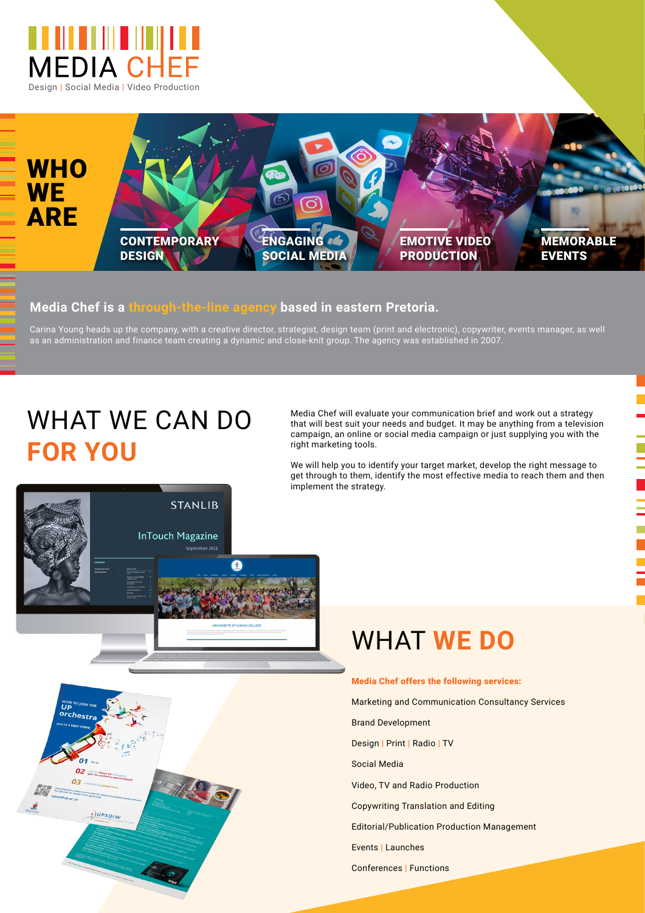# MEDIA CHEF

Design | Social Media | Video Production

## WHO WE ARE

**CONTEMPORARY DESIGN**

**ENGAGING SOCIAL MEDIA**

**EMOTIVE VIDEO PRODUCTION**

**MEMORABLE EVENTS**

**Media Chef is a through-the-line agency based in eastern Pretoria.**

Carina Young heads up the company, with a creative director, strategist, design team (print and electronic), copywriter, events manager, as well as an administration and finance team creating a dynamic and close-knit group. The agency was established in 2007.

## WHAT WE CAN DO FOR YOU

Media Chef will evaluate your communication brief and work out a strategy that will best suit your needs and budget. It may be anything from a television campaign, an online or social media campaign or just supplying you with the right marketing tools.

We will help you to identify your target market, develop the right message to get through to them, identify the most effective media to reach them and then implement the strategy.

## WHAT WE DO

**Media Chef offers the following services:**

Marketing and Communication Consultancy Services

Brand Development

Design | Print | Radio | TV

Social Media

Video, TV and Radio Production

Copywriting Translation and Editing

Editorial/Publication Production Management

Events | Launches

Conferences | Functions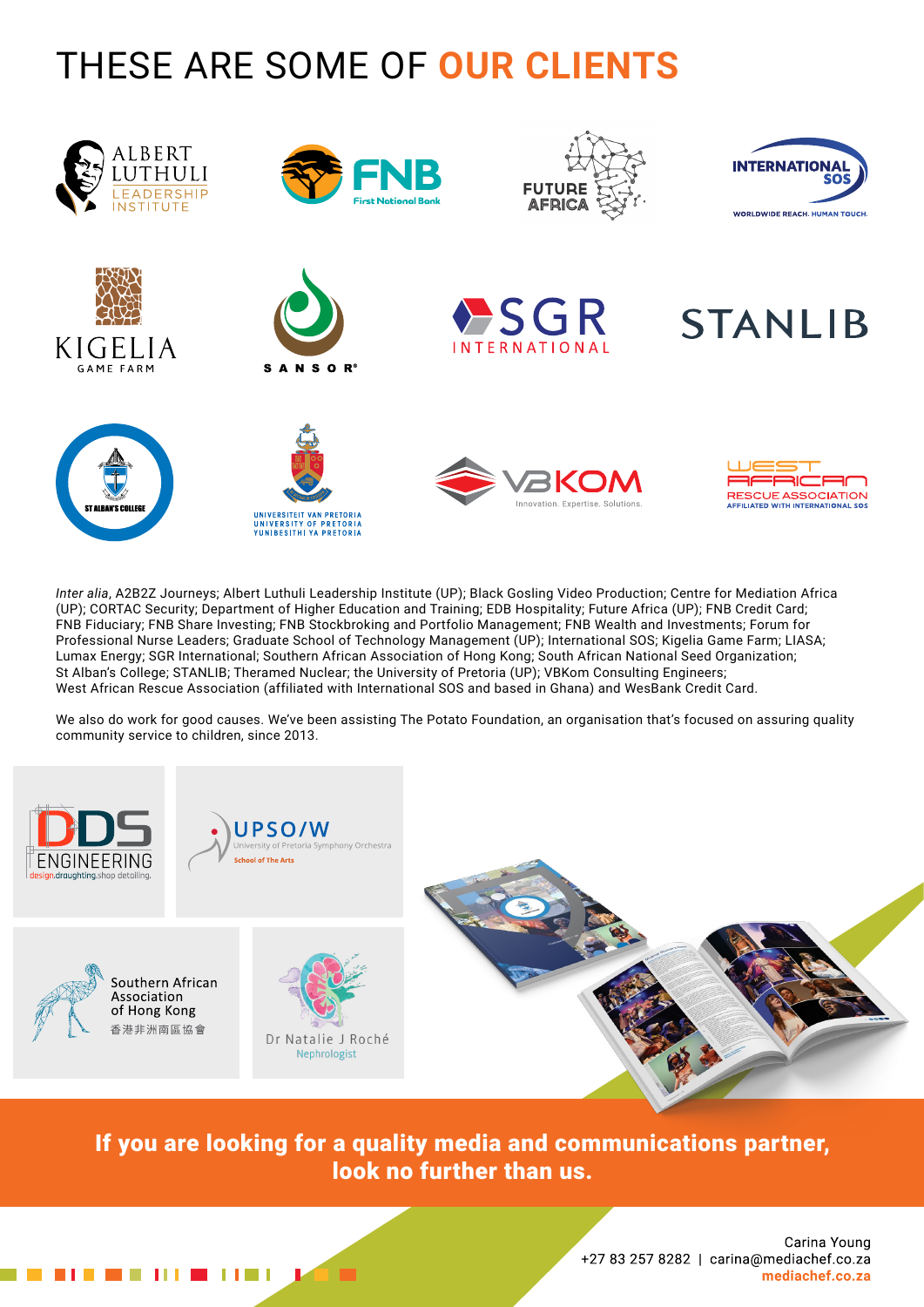# THESE ARE SOME OF **OUR CLIENTS**

*Inter alia*, A2B2Z Journeys; Albert Luthuli Leadership Institute (UP); Black Gosling Video Production; Centre for Mediation Africa (UP); CORTAC Security; Department of Higher Education and Training; EDB Hospitality; Future Africa (UP); FNB Credit Card; FNB Fiduciary; FNB Share Investing; FNB Stockbroking and Portfolio Management; FNB Wealth and Investments; Forum for Professional Nurse Leaders; Graduate School of Technology Management (UP); International SOS; Kigelia Game Farm; LIASA; Lumax Energy; SGR International; Southern African Association of Hong Kong; South African National Seed Organization; St Alban's College; STANLIB; Theramed Nuclear; the University of Pretoria (UP); VBKom Consulting Engineers; West African Rescue Association (affiliated with International SOS and based in Ghana) and WesBank Credit Card.

We also do work for good causes. We've been assisting The Potato Foundation, an organisation that's focused on assuring quality community service to children, since 2013.

**If you are looking for a quality media and communications partner, look no further than us.**

Carina Young
+27 83 257 8282 | carina@mediachef.co.za
**mediachef.co.za**